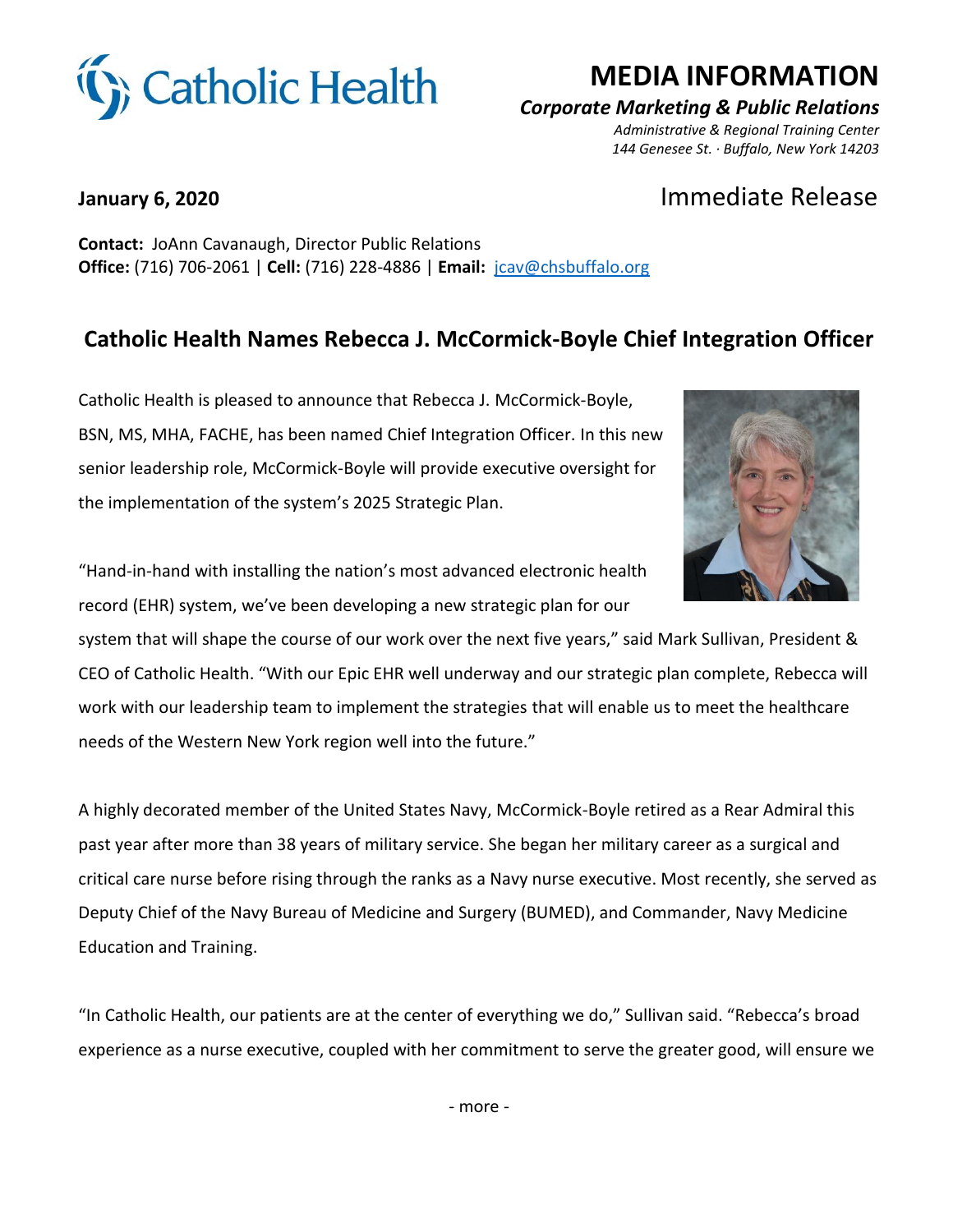Catholic Health

# MEDIA INFORMATION

***Corporate Marketing & Public Relations***

*Administrative & Regional Training Center*
*144 Genesee St. · Buffalo, New York 14203*

**January 6, 2020**

Immediate Release

**Contact:** JoAnn Cavanaugh, Director Public Relations
**Office:** (716) 706-2061 | **Cell:** (716) 228-4886 | **Email:** [jcav@chsbuffalo.org](mailto:jcav@chsbuffalo.org)

## Catholic Health Names Rebecca J. McCormick-Boyle Chief Integration Officer

Catholic Health is pleased to announce that Rebecca J. McCormick-Boyle, BSN, MS, MHA, FACHE, has been named Chief Integration Officer. In this new senior leadership role, McCormick-Boyle will provide executive oversight for the implementation of the system's 2025 Strategic Plan.

"Hand-in-hand with installing the nation's most advanced electronic health record (EHR) system, we've been developing a new strategic plan for our system that will shape the course of our work over the next five years," said Mark Sullivan, President & CEO of Catholic Health. "With our Epic EHR well underway and our strategic plan complete, Rebecca will work with our leadership team to implement the strategies that will enable us to meet the healthcare needs of the Western New York region well into the future."

A highly decorated member of the United States Navy, McCormick-Boyle retired as a Rear Admiral this past year after more than 38 years of military service. She began her military career as a surgical and critical care nurse before rising through the ranks as a Navy nurse executive. Most recently, she served as Deputy Chief of the Navy Bureau of Medicine and Surgery (BUMED), and Commander, Navy Medicine Education and Training.

"In Catholic Health, our patients are at the center of everything we do," Sullivan said. "Rebecca's broad experience as a nurse executive, coupled with her commitment to serve the greater good, will ensure we

- more -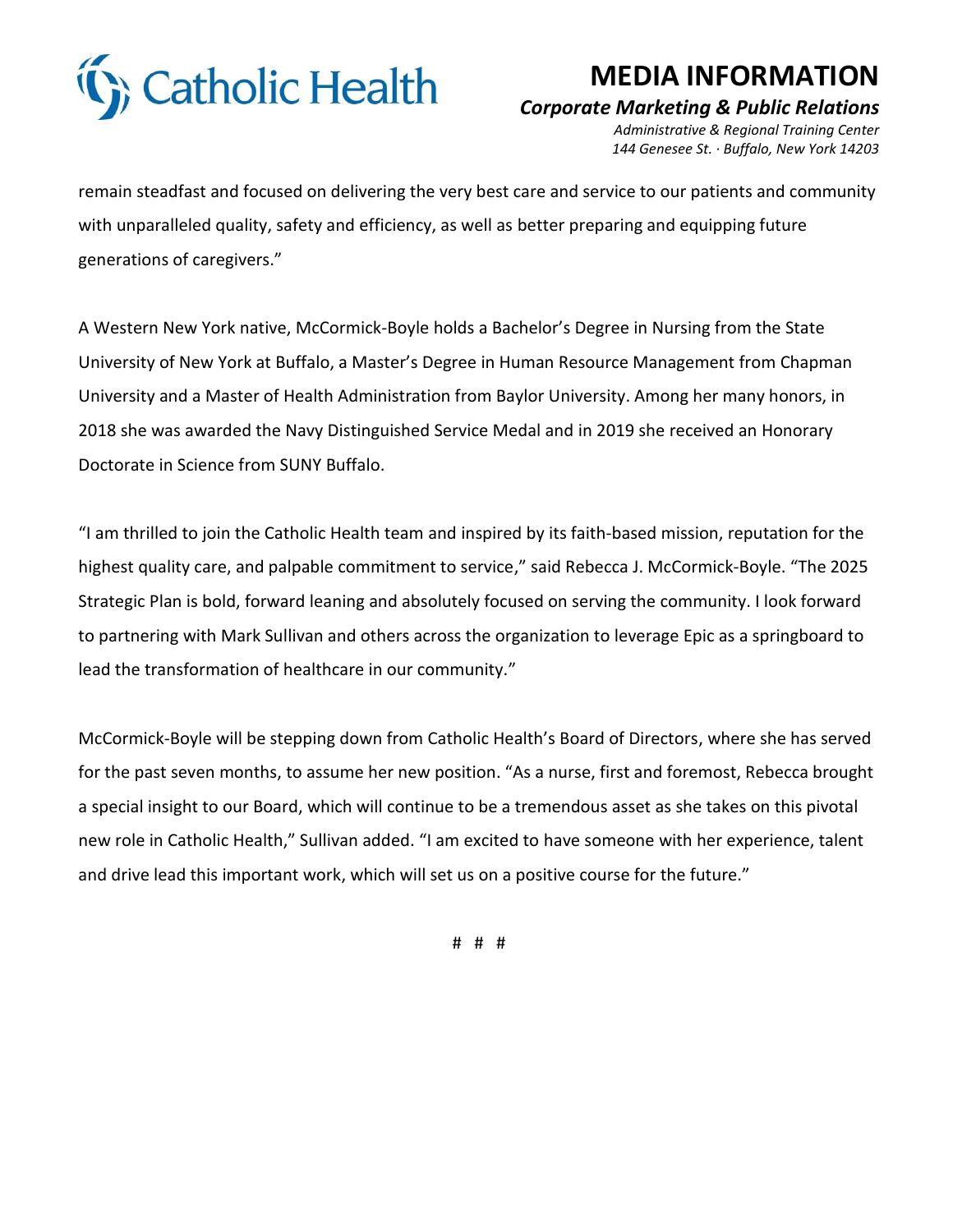remain steadfast and focused on delivering the very best care and service to our patients and community with unparalleled quality, safety and efficiency, as well as better preparing and equipping future generations of caregivers."

A Western New York native, McCormick-Boyle holds a Bachelor's Degree in Nursing from the State University of New York at Buffalo, a Master's Degree in Human Resource Management from Chapman University and a Master of Health Administration from Baylor University. Among her many honors, in 2018 she was awarded the Navy Distinguished Service Medal and in 2019 she received an Honorary Doctorate in Science from SUNY Buffalo.

"I am thrilled to join the Catholic Health team and inspired by its faith-based mission, reputation for the highest quality care, and palpable commitment to service," said Rebecca J. McCormick-Boyle. "The 2025 Strategic Plan is bold, forward leaning and absolutely focused on serving the community. I look forward to partnering with Mark Sullivan and others across the organization to leverage Epic as a springboard to lead the transformation of healthcare in our community."

McCormick-Boyle will be stepping down from Catholic Health's Board of Directors, where she has served for the past seven months, to assume her new position. "As a nurse, first and foremost, Rebecca brought a special insight to our Board, which will continue to be a tremendous asset as she takes on this pivotal new role in Catholic Health," Sullivan added. "I am excited to have someone with her experience, talent and drive lead this important work, which will set us on a positive course for the future."

# # #